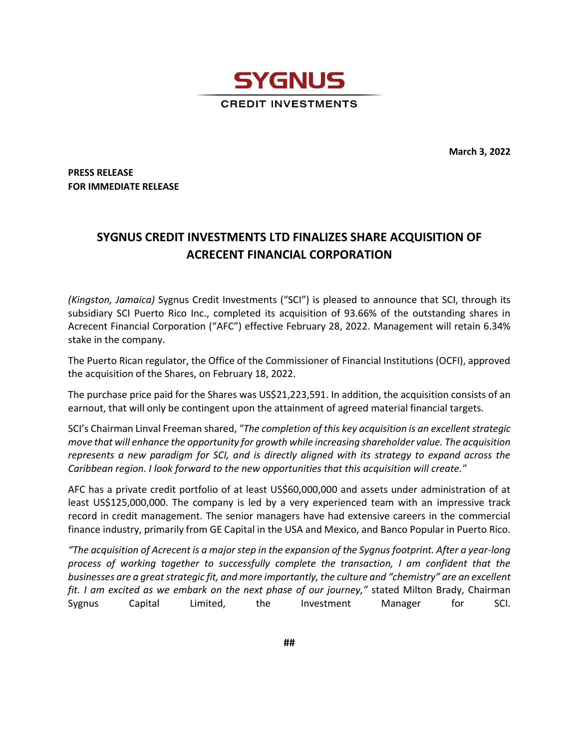**SYGNUS**

**CREDIT INVESTMENTS**

**March 3, 2022**

**PRESS RELEASE**
**FOR IMMEDIATE RELEASE**

# SYGNUS CREDIT INVESTMENTS LTD FINALIZES SHARE ACQUISITION OF ACRECENT FINANCIAL CORPORATION

*(Kingston, Jamaica)* Sygnus Credit Investments ("SCI") is pleased to announce that SCI, through its subsidiary SCI Puerto Rico Inc., completed its acquisition of 93.66% of the outstanding shares in Acrecent Financial Corporation ("AFC") effective February 28, 2022. Management will retain 6.34% stake in the company.

The Puerto Rican regulator, the Office of the Commissioner of Financial Institutions (OCFI), approved the acquisition of the Shares, on February 18, 2022.

The purchase price paid for the Shares was US$21,223,591. In addition, the acquisition consists of an earnout, that will only be contingent upon the attainment of agreed material financial targets.

SCI's Chairman Linval Freeman shared, *"The completion of this key acquisition is an excellent strategic move that will enhance the opportunity for growth while increasing shareholder value. The acquisition represents a new paradigm for SCI, and is directly aligned with its strategy to expand across the Caribbean region. I look forward to the new opportunities that this acquisition will create."*

AFC has a private credit portfolio of at least US$60,000,000 and assets under administration of at least US$125,000,000. The company is led by a very experienced team with an impressive track record in credit management. The senior managers have had extensive careers in the commercial finance industry, primarily from GE Capital in the USA and Mexico, and Banco Popular in Puerto Rico.

*"The acquisition of Acrecent is a major step in the expansion of the Sygnus footprint. After a year-long process of working together to successfully complete the transaction, I am confident that the businesses are a great strategic fit, and more importantly, the culture and "chemistry" are an excellent fit. I am excited as we embark on the next phase of our journey,"* stated Milton Brady, Chairman Sygnus Capital Limited, the Investment Manager for SCI.

##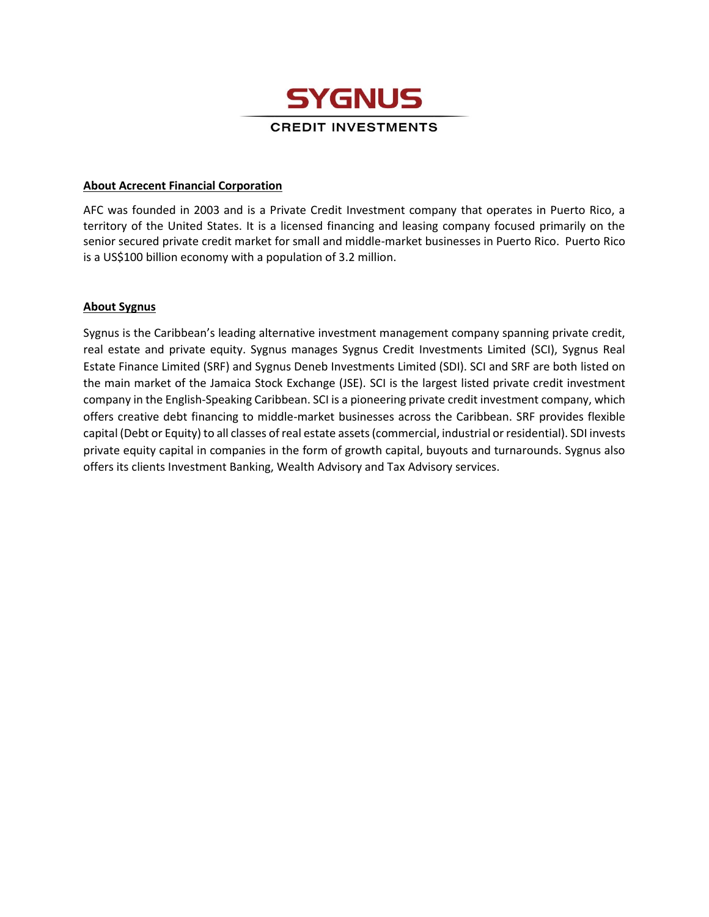SYGNUS

CREDIT INVESTMENTS

**About Acrecent Financial Corporation**

AFC was founded in 2003 and is a Private Credit Investment company that operates in Puerto Rico, a territory of the United States. It is a licensed financing and leasing company focused primarily on the senior secured private credit market for small and middle-market businesses in Puerto Rico. Puerto Rico is a US$100 billion economy with a population of 3.2 million.

**About Sygnus**

Sygnus is the Caribbean's leading alternative investment management company spanning private credit, real estate and private equity. Sygnus manages Sygnus Credit Investments Limited (SCI), Sygnus Real Estate Finance Limited (SRF) and Sygnus Deneb Investments Limited (SDI). SCI and SRF are both listed on the main market of the Jamaica Stock Exchange (JSE). SCI is the largest listed private credit investment company in the English-Speaking Caribbean. SCI is a pioneering private credit investment company, which offers creative debt financing to middle-market businesses across the Caribbean. SRF provides flexible capital (Debt or Equity) to all classes of real estate assets (commercial, industrial or residential). SDI invests private equity capital in companies in the form of growth capital, buyouts and turnarounds. Sygnus also offers its clients Investment Banking, Wealth Advisory and Tax Advisory services.